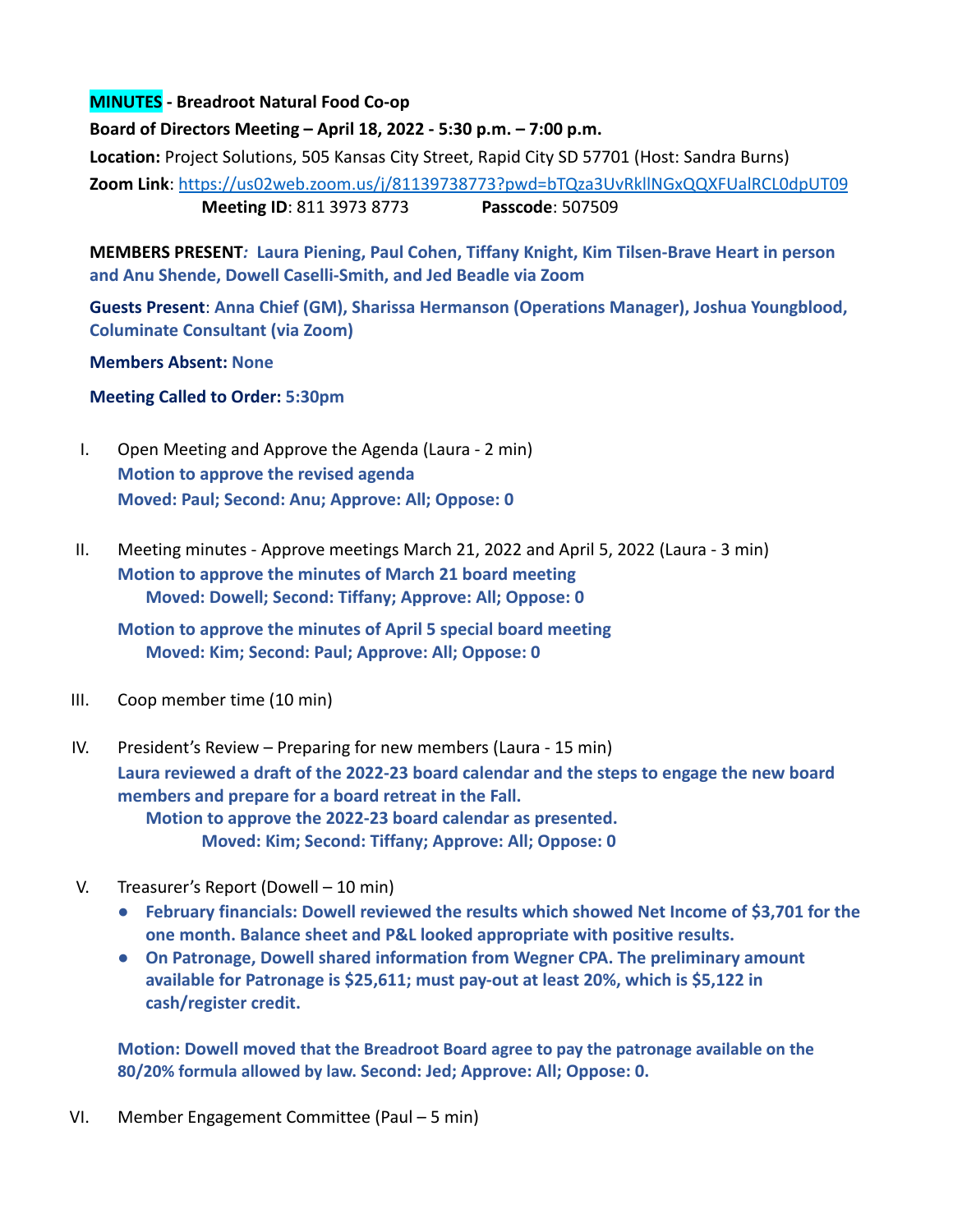**MINUTES - Breadroot Natural Food Co-op**

**Board of Directors Meeting – April 18, 2022 - 5:30 p.m. – 7:00 p.m.**

**Location:** Project Solutions, 505 Kansas City Street, Rapid City SD 57701 (Host: Sandra Burns)

**Zoom Link**: https://us02web.zoom.us/j/81139738773?pwd=bTQza3UvRklINGxQQXFUalRCL0dpUT09
**Meeting ID**: 811 3973 8773 **Passcode**: 507509

**MEMBERS PRESENT**: **Laura Piening, Paul Cohen, Tiffany Knight, Kim Tilsen-Brave Heart in person and Anu Shende, Dowell Caselli-Smith, and Jed Beadle via Zoom**

**Guests Present**: **Anna Chief (GM), Sharissa Hermanson (Operations Manager), Joshua Youngblood, Columinate Consultant (via Zoom)**

**Members Absent: None**

**Meeting Called to Order: 5:30pm**

I. Open Meeting and Approve the Agenda (Laura - 2 min)
**Motion to approve the revised agenda**
**Moved: Paul; Second: Anu; Approve: All; Oppose: 0**

II. Meeting minutes - Approve meetings March 21, 2022 and April 5, 2022 (Laura - 3 min)
**Motion to approve the minutes of March 21 board meeting**
**Moved: Dowell; Second: Tiffany; Approve: All; Oppose: 0**

**Motion to approve the minutes of April 5 special board meeting**
**Moved: Kim; Second: Paul; Approve: All; Oppose: 0**

III. Coop member time (10 min)

IV. President's Review – Preparing for new members (Laura - 15 min)
**Laura reviewed a draft of the 2022-23 board calendar and the steps to engage the new board members and prepare for a board retreat in the Fall.**
**Motion to approve the 2022-23 board calendar as presented.**
**Moved: Kim; Second: Tiffany; Approve: All; Oppose: 0**

V. Treasurer's Report (Dowell – 10 min)
- **February financials: Dowell reviewed the results which showed Net Income of $3,701 for the one month. Balance sheet and P&L looked appropriate with positive results.**
- **On Patronage, Dowell shared information from Wegner CPA. The preliminary amount available for Patronage is $25,611; must pay-out at least 20%, which is $5,122 in cash/register credit.**

**Motion: Dowell moved that the Breadroot Board agree to pay the patronage available on the 80/20% formula allowed by law. Second: Jed; Approve: All; Oppose: 0.**

VI. Member Engagement Committee (Paul – 5 min)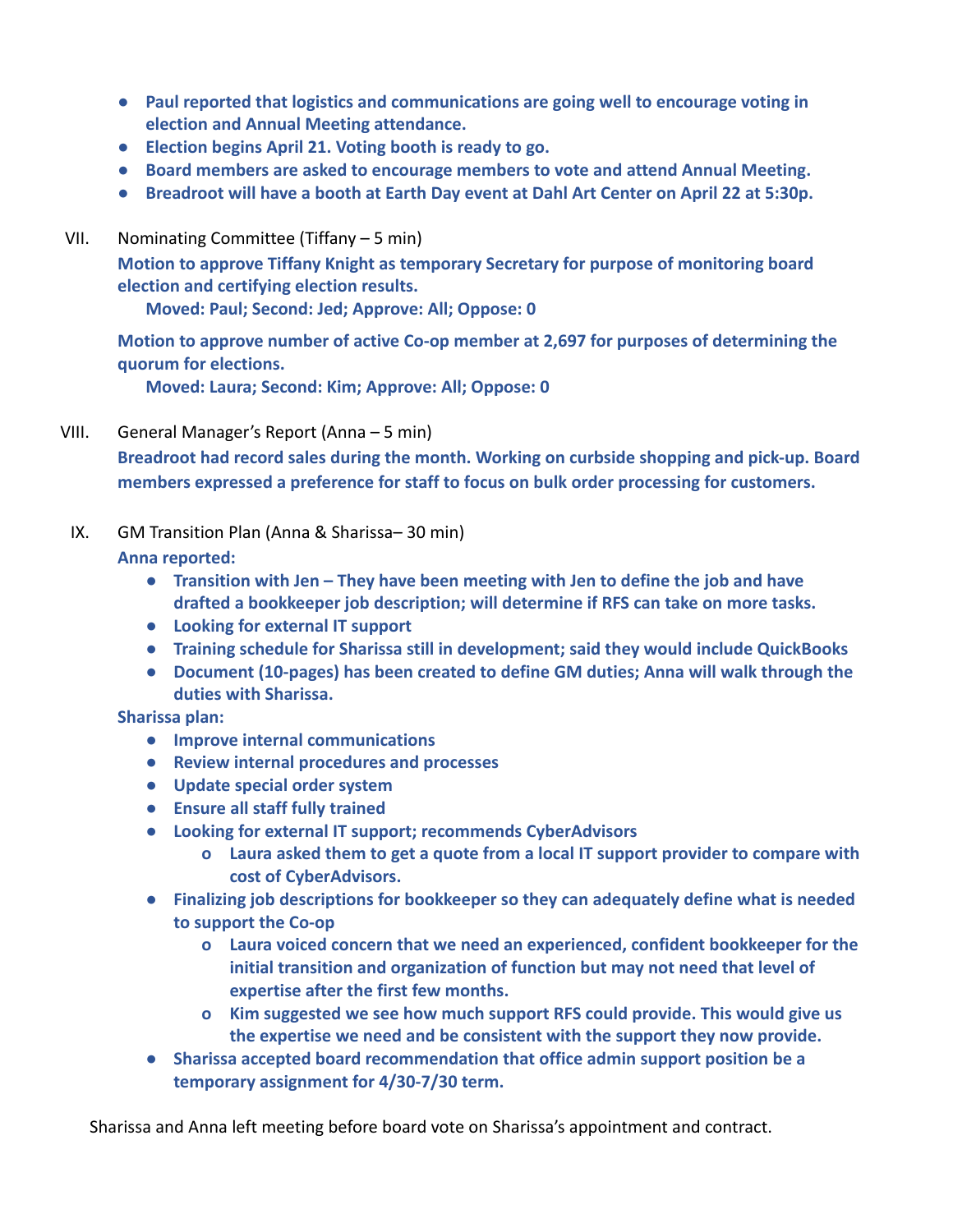- **Paul reported that logistics and communications are going well to encourage voting in election and Annual Meeting attendance.**
- **Election begins April 21. Voting booth is ready to go.**
- **Board members are asked to encourage members to vote and attend Annual Meeting.**
- **Breadroot will have a booth at Earth Day event at Dahl Art Center on April 22 at 5:30p.**

VII. Nominating Committee (Tiffany – 5 min)

**Motion to approve Tiffany Knight as temporary Secretary for purpose of monitoring board election and certifying election results.**

**Moved: Paul; Second: Jed; Approve: All; Oppose: 0**

**Motion to approve number of active Co-op member at 2,697 for purposes of determining the quorum for elections.**

**Moved: Laura; Second: Kim; Approve: All; Oppose: 0**

VIII. General Manager's Report (Anna – 5 min)

**Breadroot had record sales during the month. Working on curbside shopping and pick-up. Board members expressed a preference for staff to focus on bulk order processing for customers.**

IX. GM Transition Plan (Anna & Sharissa– 30 min)

**Anna reported:**

- **Transition with Jen – They have been meeting with Jen to define the job and have drafted a bookkeeper job description; will determine if RFS can take on more tasks.**
- **Looking for external IT support**
- **Training schedule for Sharissa still in development; said they would include QuickBooks**
- **Document (10-pages) has been created to define GM duties; Anna will walk through the duties with Sharissa.**

**Sharissa plan:**

- **Improve internal communications**
- **Review internal procedures and processes**
- **Update special order system**
- **Ensure all staff fully trained**
- **Looking for external IT support; recommends CyberAdvisors**
  - **Laura asked them to get a quote from a local IT support provider to compare with cost of CyberAdvisors.**
- **Finalizing job descriptions for bookkeeper so they can adequately define what is needed to support the Co-op**
  - **Laura voiced concern that we need an experienced, confident bookkeeper for the initial transition and organization of function but may not need that level of expertise after the first few months.**
  - **Kim suggested we see how much support RFS could provide. This would give us the expertise we need and be consistent with the support they now provide.**
- **Sharissa accepted board recommendation that office admin support position be a temporary assignment for 4/30-7/30 term.**

Sharissa and Anna left meeting before board vote on Sharissa's appointment and contract.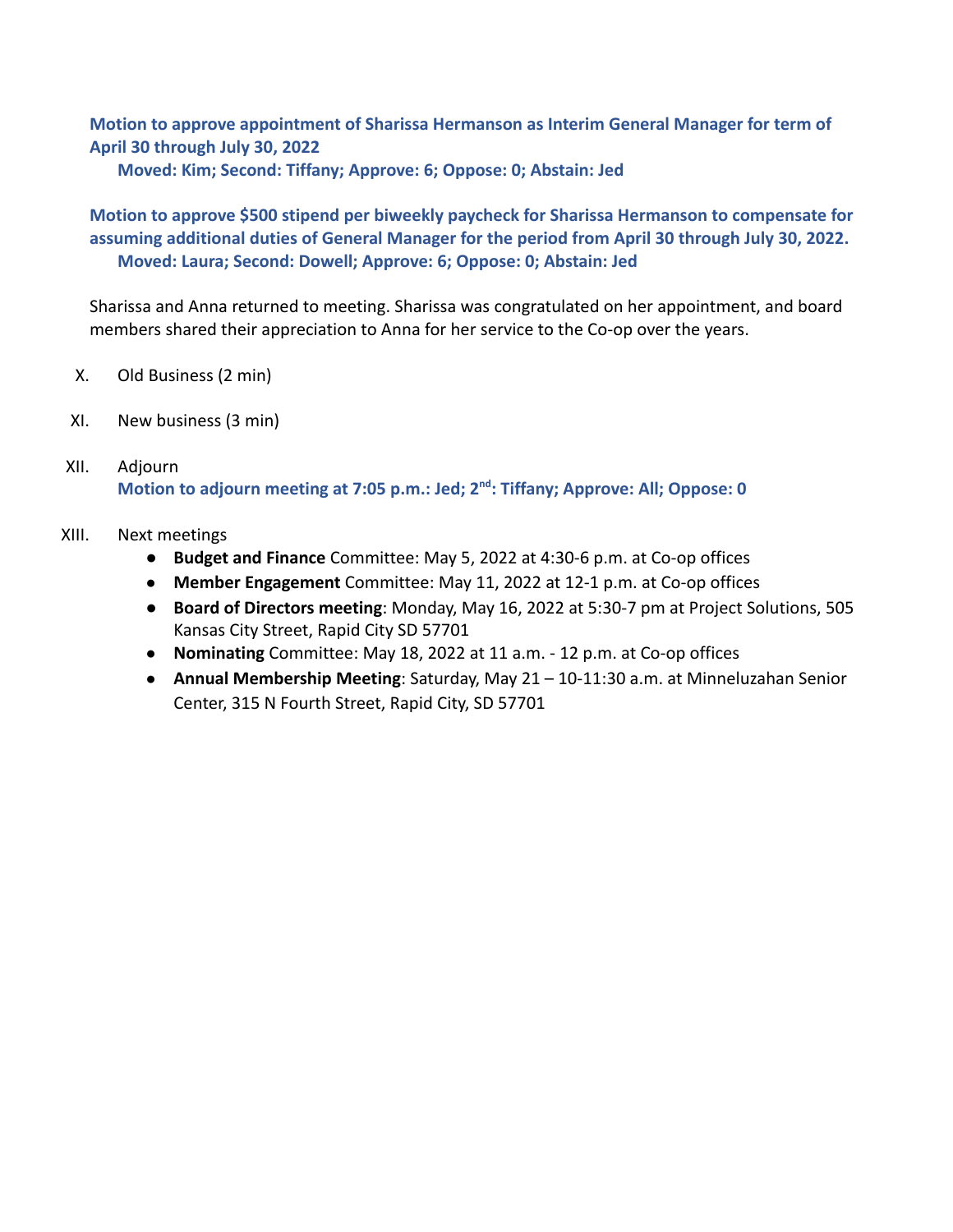**Motion to approve appointment of Sharissa Hermanson as Interim General Manager for term of April 30 through July 30, 2022**
**Moved: Kim; Second: Tiffany; Approve: 6; Oppose: 0; Abstain: Jed**

**Motion to approve $500 stipend per biweekly paycheck for Sharissa Hermanson to compensate for assuming additional duties of General Manager for the period from April 30 through July 30, 2022.**
**Moved: Laura; Second: Dowell; Approve: 6; Oppose: 0; Abstain: Jed**

Sharissa and Anna returned to meeting. Sharissa was congratulated on her appointment, and board members shared their appreciation to Anna for her service to the Co-op over the years.

X. Old Business (2 min)

XI. New business (3 min)

XII. Adjourn
**Motion to adjourn meeting at 7:05 p.m.: Jed; 2nd: Tiffany; Approve: All; Oppose: 0**

XIII. Next meetings

- **Budget and Finance** Committee: May 5, 2022 at 4:30-6 p.m. at Co-op offices
- **Member Engagement** Committee: May 11, 2022 at 12-1 p.m. at Co-op offices
- **Board of Directors meeting**: Monday, May 16, 2022 at 5:30-7 pm at Project Solutions, 505 Kansas City Street, Rapid City SD 57701
- **Nominating** Committee: May 18, 2022 at 11 a.m. - 12 p.m. at Co-op offices
- **Annual Membership Meeting**: Saturday, May 21 – 10-11:30 a.m. at Minneluzahan Senior Center, 315 N Fourth Street, Rapid City, SD 57701